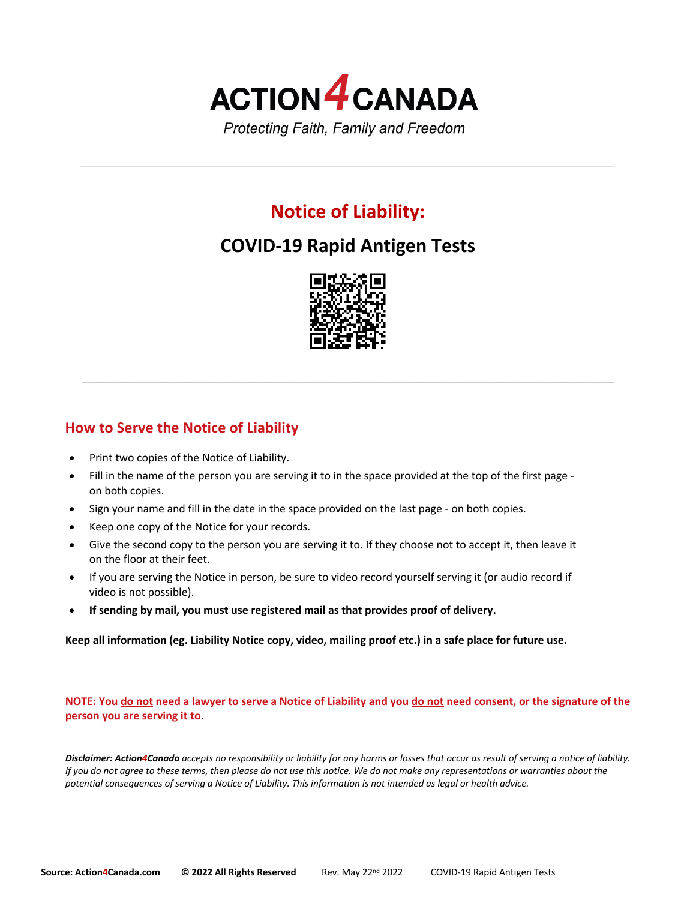# ACTION4CANADA

*Protecting Faith, Family and Freedom*

## Notice of Liability:

## COVID-19 Rapid Antigen Tests

### How to Serve the Notice of Liability

- Print two copies of the Notice of Liability.
- Fill in the name of the person you are serving it to in the space provided at the top of the first page - on both copies.
- Sign your name and fill in the date in the space provided on the last page - on both copies.
- Keep one copy of the Notice for your records.
- Give the second copy to the person you are serving it to. If they choose not to accept it, then leave it on the floor at their feet.
- If you are serving the Notice in person, be sure to video record yourself serving it (or audio record if video is not possible).
- **If sending by mail, you must use registered mail as that provides proof of delivery.**

**Keep all information (eg. Liability Notice copy, video, mailing proof etc.) in a safe place for future use.**

**NOTE: You do not need a lawyer to serve a Notice of Liability and you do not need consent, or the signature of the person you are serving it to.**

***Disclaimer: Action4Canada*** *accepts no responsibility or liability for any harms or losses that occur as result of serving a notice of liability. If you do not agree to these terms, then please do not use this notice. We do not make any representations or warranties about the potential consequences of serving a Notice of Liability. This information is not intended as legal or health advice.*

**Source: Action4Canada.com** **© 2022 All Rights Reserved** Rev. May 22nd 2022 COVID-19 Rapid Antigen Tests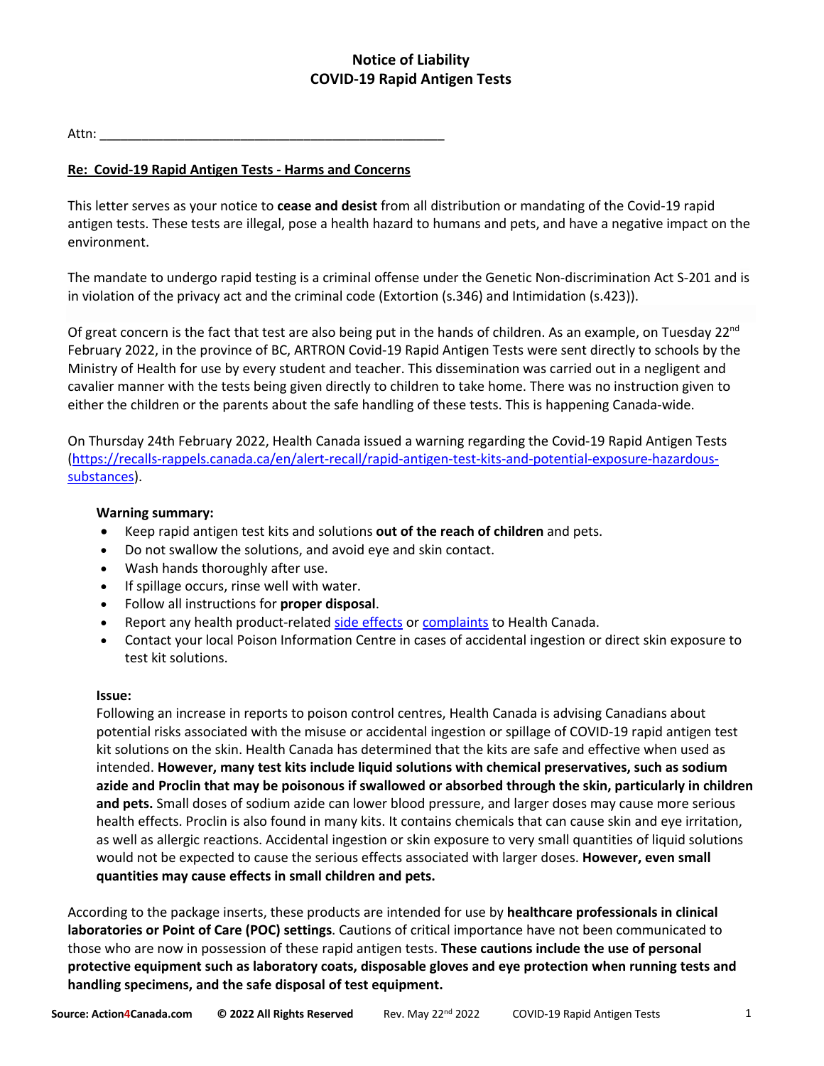## Notice of Liability
## COVID-19 Rapid Antigen Tests

Attn: ___________________________________________________

**Re: Covid-19 Rapid Antigen Tests - Harms and Concerns**

This letter serves as your notice to **cease and desist** from all distribution or mandating of the Covid-19 rapid antigen tests. These tests are illegal, pose a health hazard to humans and pets, and have a negative impact on the environment.

The mandate to undergo rapid testing is a criminal offense under the Genetic Non-discrimination Act S-201 and is in violation of the privacy act and the criminal code (Extortion (s.346) and Intimidation (s.423)).

Of great concern is the fact that test are also being put in the hands of children. As an example, on Tuesday 22nd February 2022, in the province of BC, ARTRON Covid-19 Rapid Antigen Tests were sent directly to schools by the Ministry of Health for use by every student and teacher. This dissemination was carried out in a negligent and cavalier manner with the tests being given directly to children to take home. There was no instruction given to either the children or the parents about the safe handling of these tests. This is happening Canada-wide.

On Thursday 24th February 2022, Health Canada issued a warning regarding the Covid-19 Rapid Antigen Tests (https://recalls-rappels.canada.ca/en/alert-recall/rapid-antigen-test-kits-and-potential-exposure-hazardous-substances).

**Warning summary:**

- Keep rapid antigen test kits and solutions **out of the reach of children** and pets.
- Do not swallow the solutions, and avoid eye and skin contact.
- Wash hands thoroughly after use.
- If spillage occurs, rinse well with water.
- Follow all instructions for **proper disposal**.
- Report any health product-related side effects or complaints to Health Canada.
- Contact your local Poison Information Centre in cases of accidental ingestion or direct skin exposure to test kit solutions.

**Issue:**

Following an increase in reports to poison control centres, Health Canada is advising Canadians about potential risks associated with the misuse or accidental ingestion or spillage of COVID-19 rapid antigen test kit solutions on the skin. Health Canada has determined that the kits are safe and effective when used as intended. **However, many test kits include liquid solutions with chemical preservatives, such as sodium azide and Proclin that may be poisonous if swallowed or absorbed through the skin, particularly in children and pets.** Small doses of sodium azide can lower blood pressure, and larger doses may cause more serious health effects. Proclin is also found in many kits. It contains chemicals that can cause skin and eye irritation, as well as allergic reactions. Accidental ingestion or skin exposure to very small quantities of liquid solutions would not be expected to cause the serious effects associated with larger doses. **However, even small quantities may cause effects in small children and pets.**

According to the package inserts, these products are intended for use by **healthcare professionals in clinical laboratories or Point of Care (POC) settings**. Cautions of critical importance have not been communicated to those who are now in possession of these rapid antigen tests. **These cautions include the use of personal protective equipment such as laboratory coats, disposable gloves and eye protection when running tests and handling specimens, and the safe disposal of test equipment.**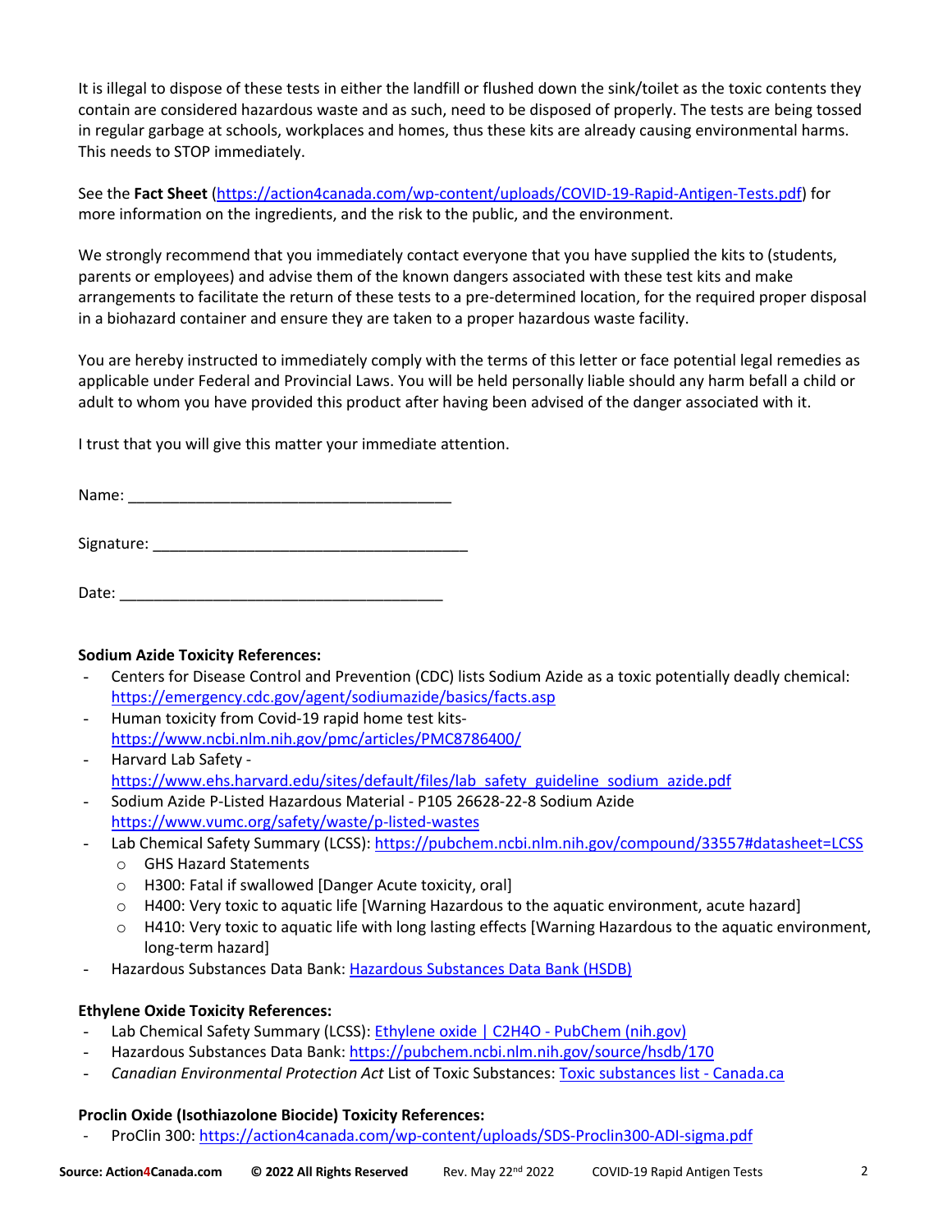It is illegal to dispose of these tests in either the landfill or flushed down the sink/toilet as the toxic contents they contain are considered hazardous waste and as such, need to be disposed of properly. The tests are being tossed in regular garbage at schools, workplaces and homes, thus these kits are already causing environmental harms. This needs to STOP immediately.

See the **Fact Sheet** (https://action4canada.com/wp-content/uploads/COVID-19-Rapid-Antigen-Tests.pdf) for more information on the ingredients, and the risk to the public, and the environment.

We strongly recommend that you immediately contact everyone that you have supplied the kits to (students, parents or employees) and advise them of the known dangers associated with these test kits and make arrangements to facilitate the return of these tests to a pre-determined location, for the required proper disposal in a biohazard container and ensure they are taken to a proper hazardous waste facility.

You are hereby instructed to immediately comply with the terms of this letter or face potential legal remedies as applicable under Federal and Provincial Laws. You will be held personally liable should any harm befall a child or adult to whom you have provided this product after having been advised of the danger associated with it.

I trust that you will give this matter your immediate attention.

Name: ______________________________________

Signature: ______________________________________

Date: ______________________________________

**Sodium Azide Toxicity References:**

- Centers for Disease Control and Prevention (CDC) lists Sodium Azide as a toxic potentially deadly chemical: https://emergency.cdc.gov/agent/sodiumazide/basics/facts.asp
- Human toxicity from Covid-19 rapid home test kits- https://www.ncbi.nlm.nih.gov/pmc/articles/PMC8786400/
- Harvard Lab Safety - https://www.ehs.harvard.edu/sites/default/files/lab_safety_guideline_sodium_azide.pdf
- Sodium Azide P-Listed Hazardous Material - P105 26628-22-8 Sodium Azide https://www.vumc.org/safety/waste/p-listed-wastes
- Lab Chemical Safety Summary (LCSS): https://pubchem.ncbi.nlm.nih.gov/compound/33557#datasheet=LCSS
  - GHS Hazard Statements
  - H300: Fatal if swallowed [Danger Acute toxicity, oral]
  - H400: Very toxic to aquatic life [Warning Hazardous to the aquatic environment, acute hazard]
  - H410: Very toxic to aquatic life with long lasting effects [Warning Hazardous to the aquatic environment, long-term hazard]
- Hazardous Substances Data Bank: Hazardous Substances Data Bank (HSDB)

**Ethylene Oxide Toxicity References:**

- Lab Chemical Safety Summary (LCSS): Ethylene oxide | C2H4O - PubChem (nih.gov)
- Hazardous Substances Data Bank: https://pubchem.ncbi.nlm.nih.gov/source/hsdb/170
- *Canadian Environmental Protection Act* List of Toxic Substances: Toxic substances list - Canada.ca

**Proclin Oxide (Isothiazolone Biocide) Toxicity References:**

- ProClin 300: https://action4canada.com/wp-content/uploads/SDS-Proclin300-ADI-sigma.pdf